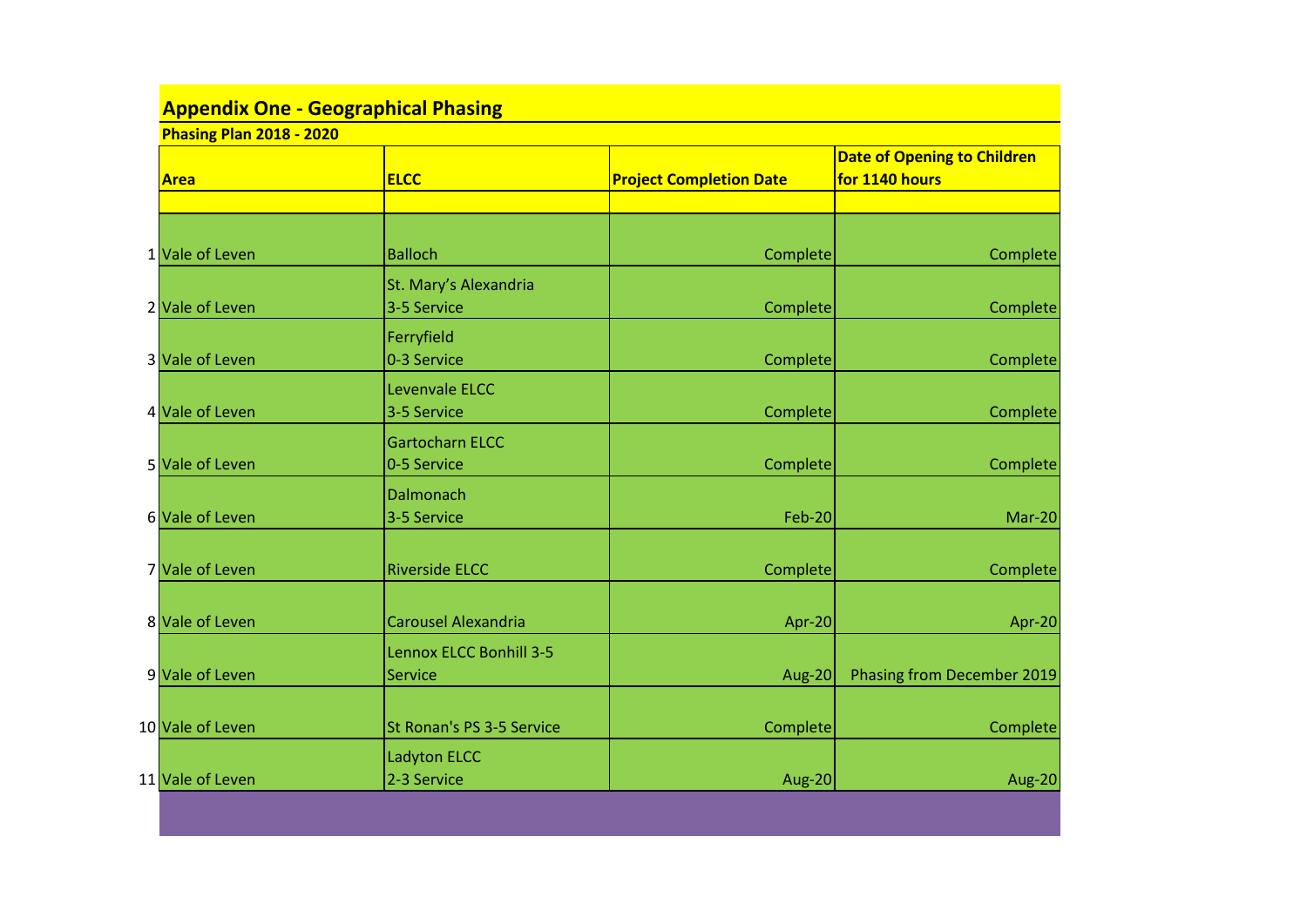## Appendix One - Geographical Phasing

**Phasing Plan 2018 - 2020**

| | Area | ELCC | Project Completion Date | Date of Opening to Children for 1140 hours |
|---|---|---|---|---|
| 1 | Vale of Leven | Balloch | Complete | Complete |
| 2 | Vale of Leven | St. Mary's Alexandria 3-5 Service | Complete | Complete |
| 3 | Vale of Leven | Ferryfield 0-3 Service | Complete | Complete |
| 4 | Vale of Leven | Levenvale ELCC 3-5 Service | Complete | Complete |
| 5 | Vale of Leven | Gartocharn ELCC 0-5 Service | Complete | Complete |
| 6 | Vale of Leven | Dalmonach 3-5 Service | Feb-20 | Mar-20 |
| 7 | Vale of Leven | Riverside ELCC | Complete | Complete |
| 8 | Vale of Leven | Carousel Alexandria | Apr-20 | Apr-20 |
| 9 | Vale of Leven | Lennox ELCC Bonhill 3-5 Service | Aug-20 | Phasing from December 2019 |
| 10 | Vale of Leven | St Ronan's PS 3-5 Service | Complete | Complete |
| 11 | Vale of Leven | Ladyton ELCC 2-3 Service | Aug-20 | Aug-20 |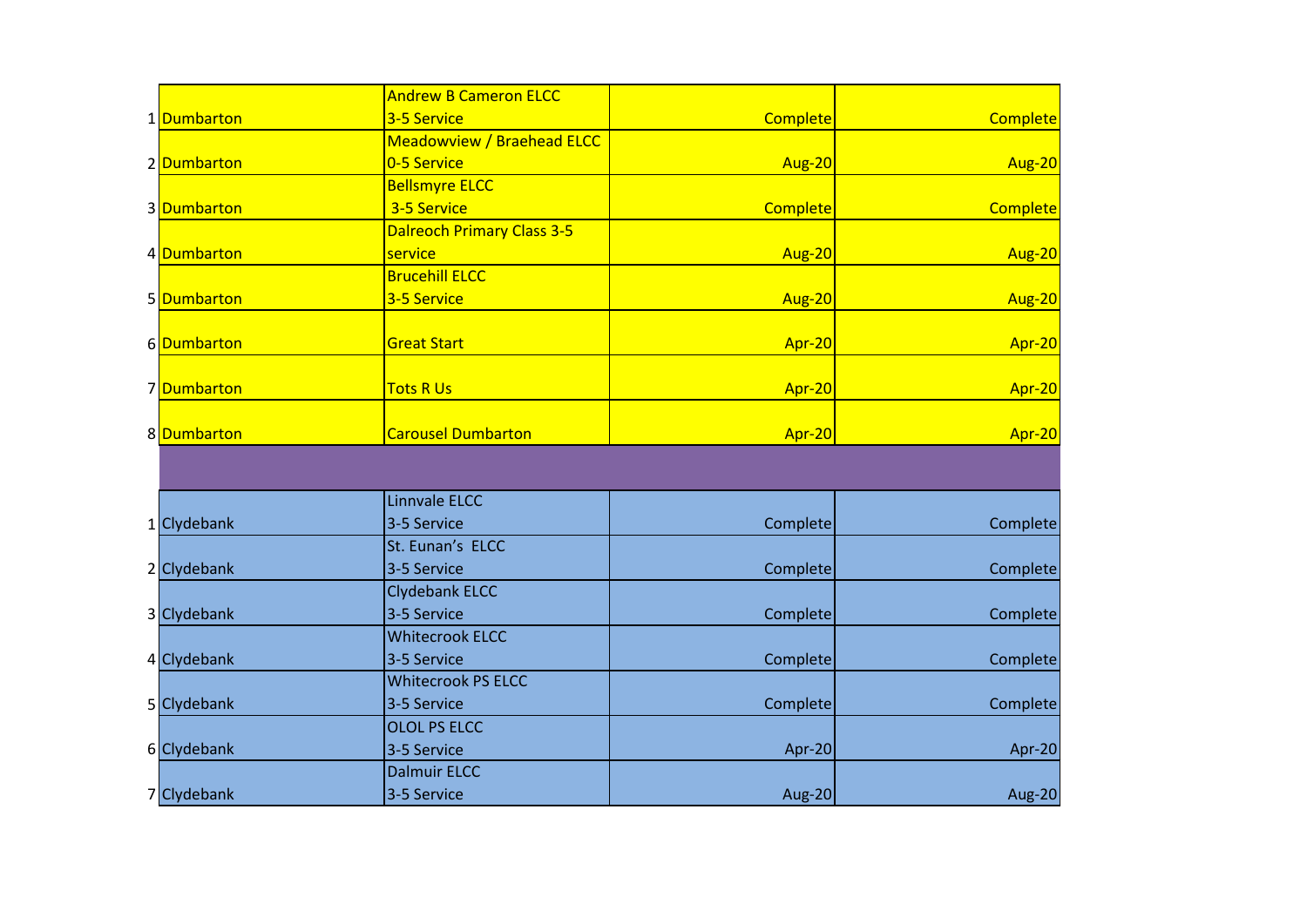| | | | | |
|---|---|---|---|---|
| 1 | Dumbarton | Andrew B Cameron ELCC 3-5 Service | Complete | Complete |
| 2 | Dumbarton | Meadowview / Braehead ELCC 0-5 Service | Aug-20 | Aug-20 |
| 3 | Dumbarton | Bellsmyre ELCC 3-5 Service | Complete | Complete |
| 4 | Dumbarton | Dalreoch Primary Class 3-5 service | Aug-20 | Aug-20 |
| 5 | Dumbarton | Brucehill ELCC 3-5 Service | Aug-20 | Aug-20 |
| 6 | Dumbarton | Great Start | Apr-20 | Apr-20 |
| 7 | Dumbarton | Tots R Us | Apr-20 | Apr-20 |
| 8 | Dumbarton | Carousel Dumbarton | Apr-20 | Apr-20 |
| | | | | |
| 1 | Clydebank | Linnvale ELCC 3-5 Service | Complete | Complete |
| 2 | Clydebank | St. Eunan's ELCC 3-5 Service | Complete | Complete |
| 3 | Clydebank | Clydebank ELCC 3-5 Service | Complete | Complete |
| 4 | Clydebank | Whitecrook ELCC 3-5 Service | Complete | Complete |
| 5 | Clydebank | Whitecrook PS ELCC 3-5 Service | Complete | Complete |
| 6 | Clydebank | OLOL PS ELCC 3-5 Service | Apr-20 | Apr-20 |
| 7 | Clydebank | Dalmuir ELCC 3-5 Service | Aug-20 | Aug-20 |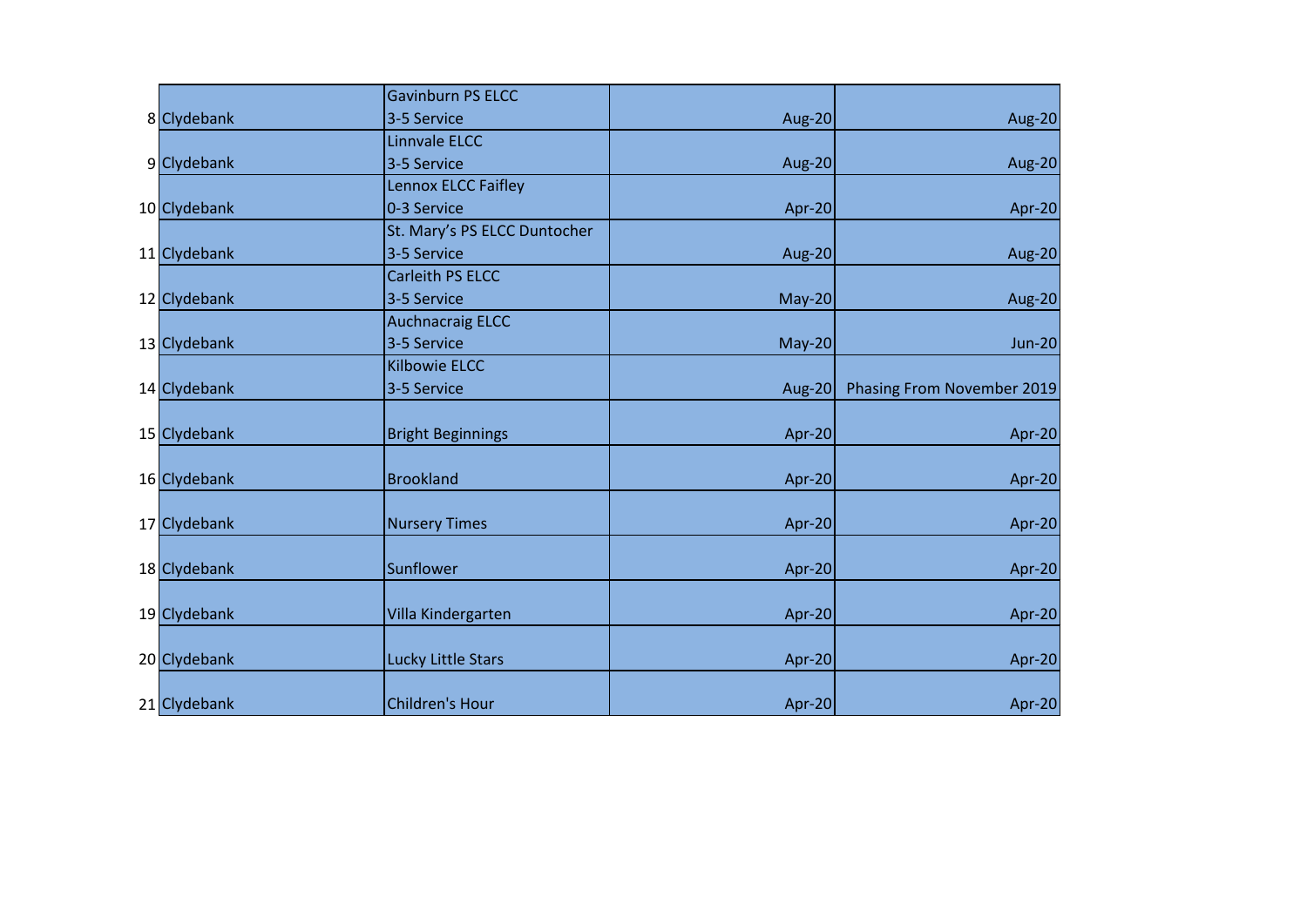| | | | | |
|---|---|---|---|---|
| 8 | Clydebank | Gavinburn PS ELCC 3-5 Service | Aug-20 | Aug-20 |
| 9 | Clydebank | Linnvale ELCC 3-5 Service | Aug-20 | Aug-20 |
| 10 | Clydebank | Lennox ELCC Faifley 0-3 Service | Apr-20 | Apr-20 |
| 11 | Clydebank | St. Mary's PS ELCC Duntocher 3-5 Service | Aug-20 | Aug-20 |
| 12 | Clydebank | Carleith PS ELCC 3-5 Service | May-20 | Aug-20 |
| 13 | Clydebank | Auchnacraig ELCC 3-5 Service | May-20 | Jun-20 |
| 14 | Clydebank | Kilbowie ELCC 3-5 Service | Aug-20 | Phasing From November 2019 |
| 15 | Clydebank | Bright Beginnings | Apr-20 | Apr-20 |
| 16 | Clydebank | Brookland | Apr-20 | Apr-20 |
| 17 | Clydebank | Nursery Times | Apr-20 | Apr-20 |
| 18 | Clydebank | Sunflower | Apr-20 | Apr-20 |
| 19 | Clydebank | Villa Kindergarten | Apr-20 | Apr-20 |
| 20 | Clydebank | Lucky Little Stars | Apr-20 | Apr-20 |
| 21 | Clydebank | Children's Hour | Apr-20 | Apr-20 |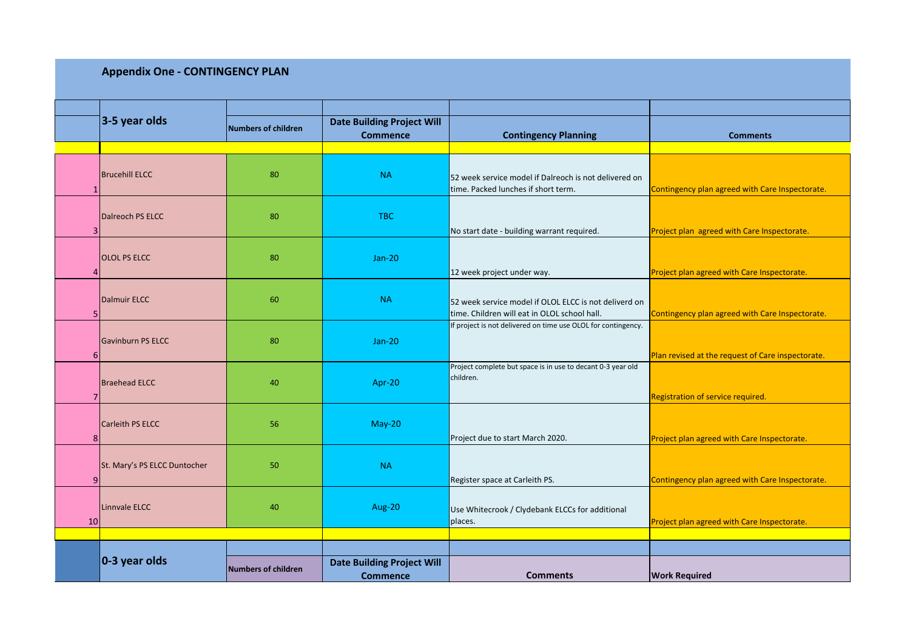## Appendix One - CONTINGENCY PLAN

| | 3-5 year olds | Numbers of children | Date Building Project Will Commence | Contingency Planning | Comments |
|---|---|---|---|---|---|
| 1 | Brucehill ELCC | 80 | NA | 52 week service model if Dalreoch is not delivered on time. Packed lunches if short term. | Contingency plan agreed with Care Inspectorate. |
| 3 | Dalreoch PS ELCC | 80 | TBC | No start date - building warrant required. | Project plan agreed with Care Inspectorate. |
| 4 | OLOL PS ELCC | 80 | Jan-20 | 12 week project under way. | Project plan agreed with Care Inspectorate. |
| 5 | Dalmuir ELCC | 60 | NA | 52 week service model if OLOL ELCC is not deliverd on time. Children will eat in OLOL school hall. | Contingency plan agreed with Care Inspectorate. |
| 6 | Gavinburn PS ELCC | 80 | Jan-20 | If project is not delivered on time use OLOL for contingency. | Plan revised at the request of Care inspectorate. |
| 7 | Braehead ELCC | 40 | Apr-20 | Project complete but space is in use to decant 0-3 year old children. | Registration of service required. |
| 8 | Carleith PS ELCC | 56 | May-20 | Project due to start March 2020. | Project plan agreed with Care Inspectorate. |
| 9 | St. Mary's PS ELCC Duntocher | 50 | NA | Register space at Carleith PS. | Contingency plan agreed with Care Inspectorate. |
| 10 | Linnvale ELCC | 40 | Aug-20 | Use Whitecrook / Clydebank ELCCs for additional places. | Project plan agreed with Care Inspectorate. |
| | | | | | |
| | 0-3 year olds | Numbers of children | Date Building Project Will Commence | Comments | Work Required |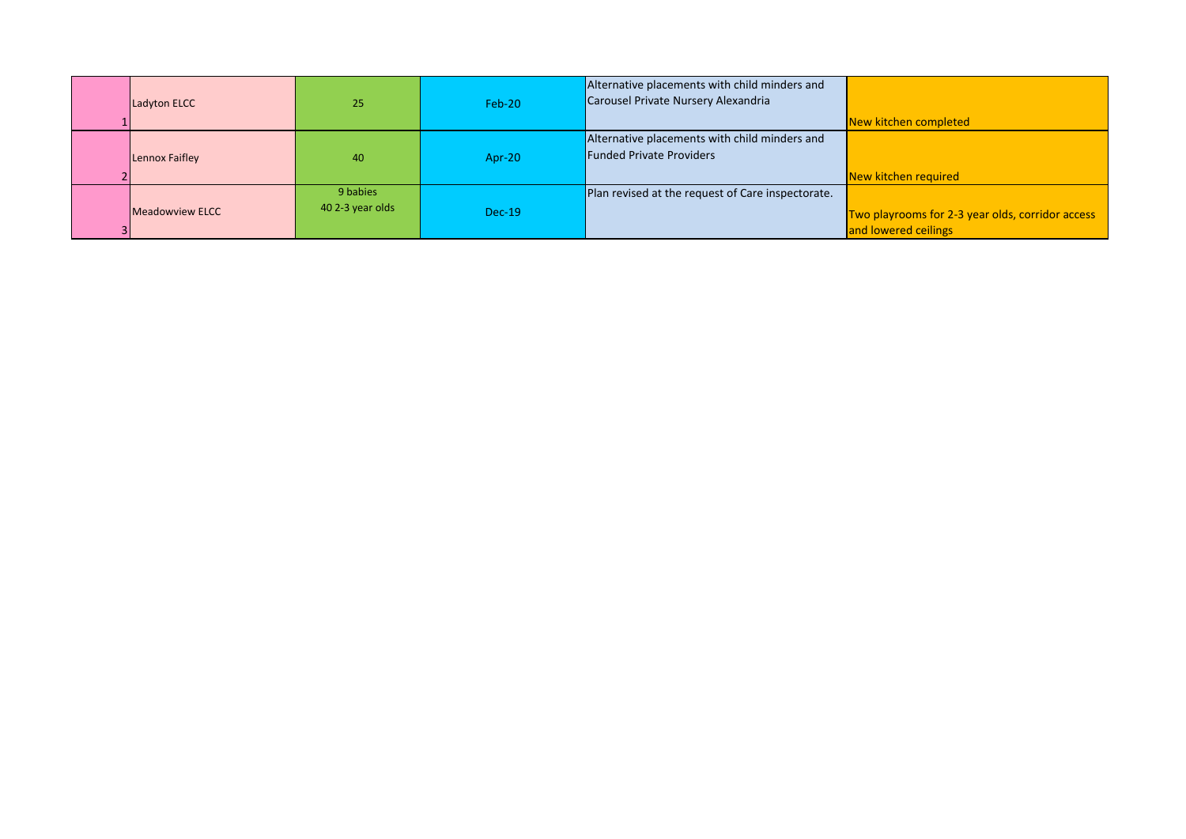| | | | | | |
|---|---|---|---|---|---|
| 1 | Ladyton ELCC | 25 | Feb-20 | Alternative placements with child minders and Carousel Private Nursery Alexandria | New kitchen completed |
| 2 | Lennox Faifley | 40 | Apr-20 | Alternative placements with child minders and Funded Private Providers | New kitchen required |
| 3 | Meadowview ELCC | 9 babies<br>40 2-3 year olds | Dec-19 | Plan revised at the request of Care inspectorate. | Two playrooms for 2-3 year olds, corridor access and lowered ceilings |